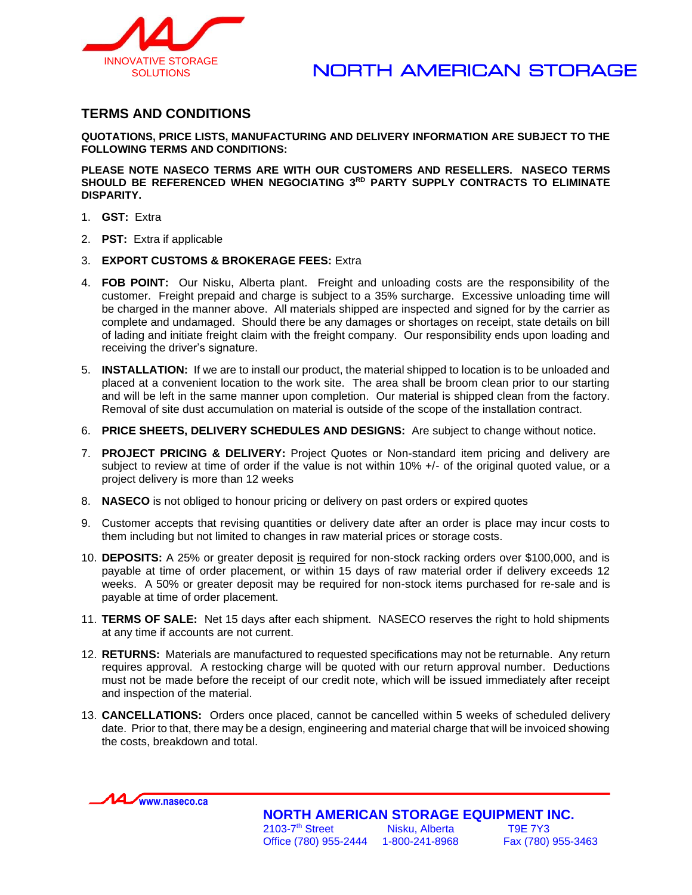INNOVATIVE STORAGE SOLUTIONS

# NORTH AMERICAN STORAGE

## TERMS AND CONDITIONS

**QUOTATIONS, PRICE LISTS, MANUFACTURING AND DELIVERY INFORMATION ARE SUBJECT TO THE FOLLOWING TERMS AND CONDITIONS:**

**PLEASE NOTE NASECO TERMS ARE WITH OUR CUSTOMERS AND RESELLERS. NASECO TERMS SHOULD BE REFERENCED WHEN NEGOCIATING 3RD PARTY SUPPLY CONTRACTS TO ELIMINATE DISPARITY.**

1. **GST:** Extra
2. **PST:** Extra if applicable
3. **EXPORT CUSTOMS & BROKERAGE FEES:** Extra
4. **FOB POINT:** Our Nisku, Alberta plant. Freight and unloading costs are the responsibility of the customer. Freight prepaid and charge is subject to a 35% surcharge. Excessive unloading time will be charged in the manner above. All materials shipped are inspected and signed for by the carrier as complete and undamaged. Should there be any damages or shortages on receipt, state details on bill of lading and initiate freight claim with the freight company. Our responsibility ends upon loading and receiving the driver's signature.
5. **INSTALLATION:** If we are to install our product, the material shipped to location is to be unloaded and placed at a convenient location to the work site. The area shall be broom clean prior to our starting and will be left in the same manner upon completion. Our material is shipped clean from the factory. Removal of site dust accumulation on material is outside of the scope of the installation contract.
6. **PRICE SHEETS, DELIVERY SCHEDULES AND DESIGNS:** Are subject to change without notice.
7. **PROJECT PRICING & DELIVERY:** Project Quotes or Non-standard item pricing and delivery are subject to review at time of order if the value is not within 10% +/- of the original quoted value, or a project delivery is more than 12 weeks
8. **NASECO** is not obliged to honour pricing or delivery on past orders or expired quotes
9. Customer accepts that revising quantities or delivery date after an order is place may incur costs to them including but not limited to changes in raw material prices or storage costs.
10. **DEPOSITS:** A 25% or greater deposit is required for non-stock racking orders over $100,000, and is payable at time of order placement, or within 15 days of raw material order if delivery exceeds 12 weeks. A 50% or greater deposit may be required for non-stock items purchased for re-sale and is payable at time of order placement.
11. **TERMS OF SALE:** Net 15 days after each shipment. NASECO reserves the right to hold shipments at any time if accounts are not current.
12. **RETURNS:** Materials are manufactured to requested specifications may not be returnable. Any return requires approval. A restocking charge will be quoted with our return approval number. Deductions must not be made before the receipt of our credit note, which will be issued immediately after receipt and inspection of the material.
13. **CANCELLATIONS:** Orders once placed, cannot be cancelled within 5 weeks of scheduled delivery date. Prior to that, there may be a design, engineering and material charge that will be invoiced showing the costs, breakdown and total.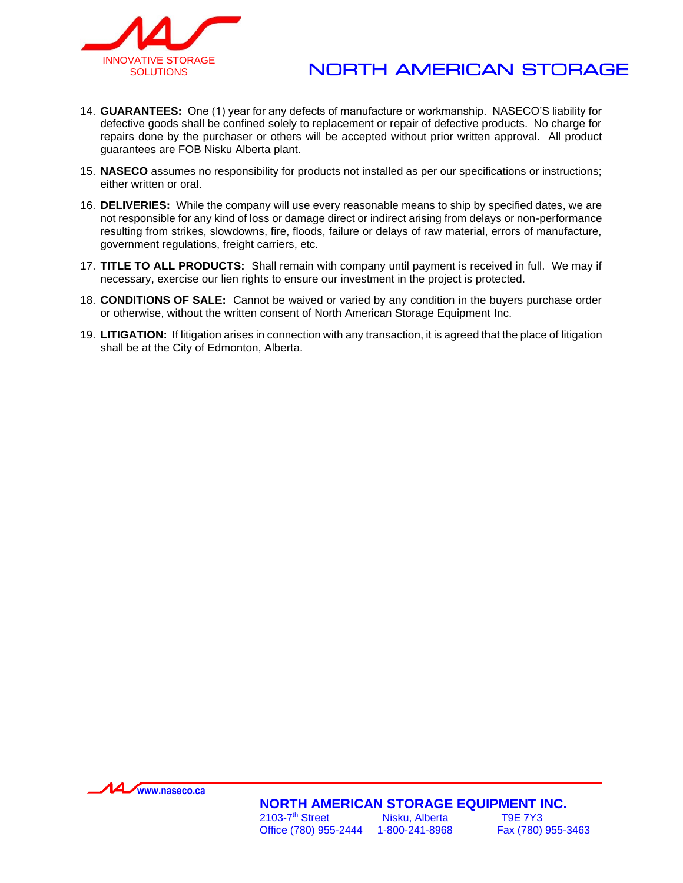14. **GUARANTEES:** One (1) year for any defects of manufacture or workmanship. NASECO'S liability for defective goods shall be confined solely to replacement or repair of defective products. No charge for repairs done by the purchaser or others will be accepted without prior written approval. All product guarantees are FOB Nisku Alberta plant.

15. **NASECO** assumes no responsibility for products not installed as per our specifications or instructions; either written or oral.

16. **DELIVERIES:** While the company will use every reasonable means to ship by specified dates, we are not responsible for any kind of loss or damage direct or indirect arising from delays or non-performance resulting from strikes, slowdowns, fire, floods, failure or delays of raw material, errors of manufacture, government regulations, freight carriers, etc.

17. **TITLE TO ALL PRODUCTS:** Shall remain with company until payment is received in full. We may if necessary, exercise our lien rights to ensure our investment in the project is protected.

18. **CONDITIONS OF SALE:** Cannot be waived or varied by any condition in the buyers purchase order or otherwise, without the written consent of North American Storage Equipment Inc.

19. **LITIGATION:** If litigation arises in connection with any transaction, it is agreed that the place of litigation shall be at the City of Edmonton, Alberta.